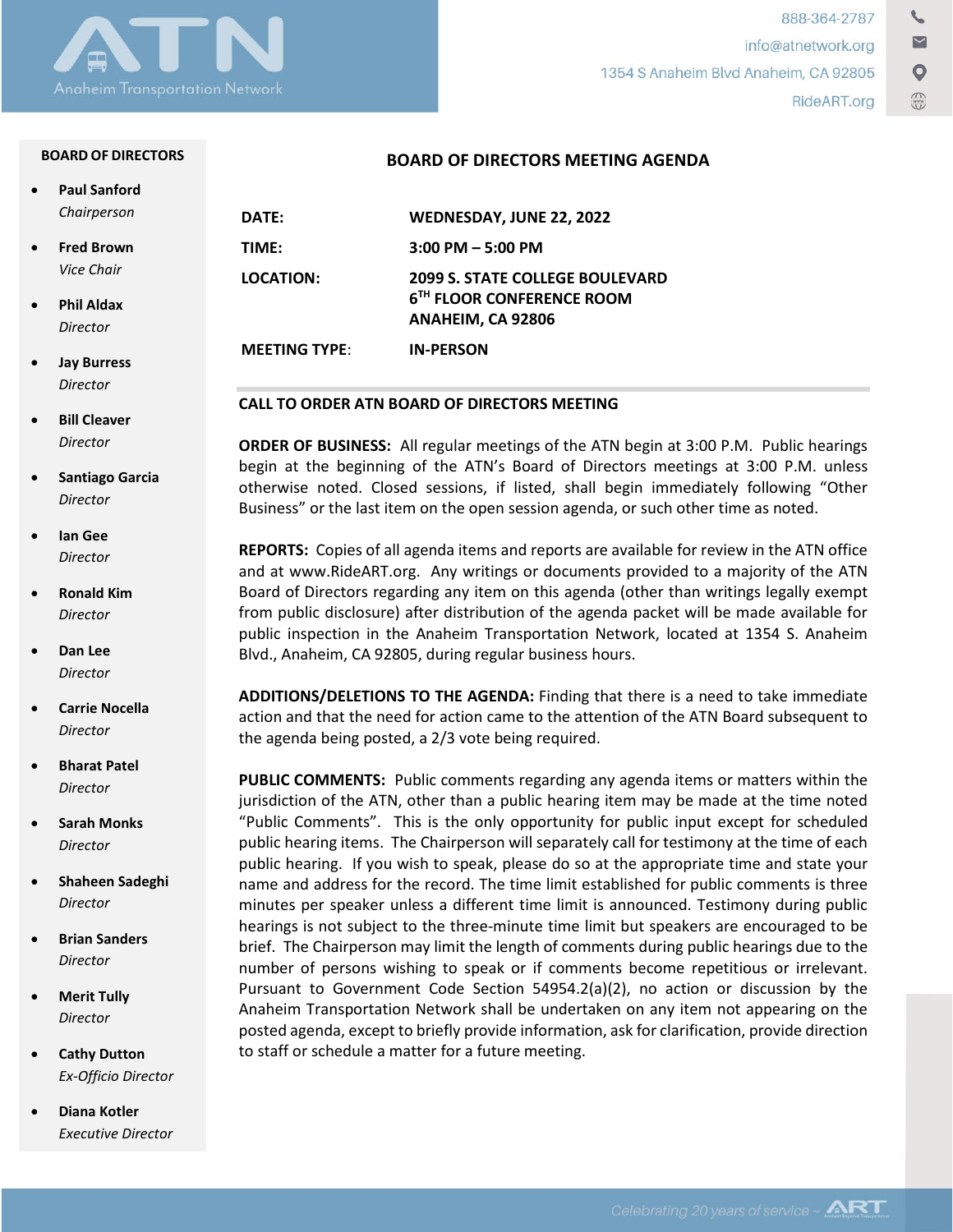Anaheim Transportation Network

888-364-2787
info@atnetwork.org
1354 S Anaheim Blvd Anaheim, CA 92805
RideART.org

**BOARD OF DIRECTORS**

- **Paul Sanford**
  *Chairperson*
- **Fred Brown**
  *Vice Chair*
- **Phil Aldax**
  *Director*
- **Jay Burress**
  *Director*
- **Bill Cleaver**
  *Director*
- **Santiago Garcia**
  *Director*
- **Ian Gee**
  *Director*
- **Ronald Kim**
  *Director*
- **Dan Lee**
  *Director*
- **Carrie Nocella**
  *Director*
- **Bharat Patel**
  *Director*
- **Sarah Monks**
  *Director*
- **Shaheen Sadeghi**
  *Director*
- **Brian Sanders**
  *Director*
- **Merit Tully**
  *Director*
- **Cathy Dutton**
  *Ex-Officio Director*
- **Diana Kotler**
  *Executive Director*

# BOARD OF DIRECTORS MEETING AGENDA

| | |
|---|---|
| **DATE:** | **WEDNESDAY, JUNE 22, 2022** |
| **TIME:** | **3:00 PM – 5:00 PM** |
| **LOCATION:** | **2099 S. STATE COLLEGE BOULEVARD**<br>**6TH FLOOR CONFERENCE ROOM**<br>**ANAHEIM, CA 92806** |
| **MEETING TYPE:** | **IN-PERSON** |

## CALL TO ORDER ATN BOARD OF DIRECTORS MEETING

**ORDER OF BUSINESS:** All regular meetings of the ATN begin at 3:00 P.M. Public hearings begin at the beginning of the ATN's Board of Directors meetings at 3:00 P.M. unless otherwise noted. Closed sessions, if listed, shall begin immediately following "Other Business" or the last item on the open session agenda, or such other time as noted.

**REPORTS:** Copies of all agenda items and reports are available for review in the ATN office and at www.RideART.org. Any writings or documents provided to a majority of the ATN Board of Directors regarding any item on this agenda (other than writings legally exempt from public disclosure) after distribution of the agenda packet will be made available for public inspection in the Anaheim Transportation Network, located at 1354 S. Anaheim Blvd., Anaheim, CA 92805, during regular business hours.

**ADDITIONS/DELETIONS TO THE AGENDA:** Finding that there is a need to take immediate action and that the need for action came to the attention of the ATN Board subsequent to the agenda being posted, a 2/3 vote being required.

**PUBLIC COMMENTS:** Public comments regarding any agenda items or matters within the jurisdiction of the ATN, other than a public hearing item may be made at the time noted "Public Comments". This is the only opportunity for public input except for scheduled public hearing items. The Chairperson will separately call for testimony at the time of each public hearing. If you wish to speak, please do so at the appropriate time and state your name and address for the record. The time limit established for public comments is three minutes per speaker unless a different time limit is announced. Testimony during public hearings is not subject to the three-minute time limit but speakers are encouraged to be brief. The Chairperson may limit the length of comments during public hearings due to the number of persons wishing to speak or if comments become repetitious or irrelevant. Pursuant to Government Code Section 54954.2(a)(2), no action or discussion by the Anaheim Transportation Network shall be undertaken on any item not appearing on the posted agenda, except to briefly provide information, ask for clarification, provide direction to staff or schedule a matter for a future meeting.

Celebrating 20 years of service ~ ART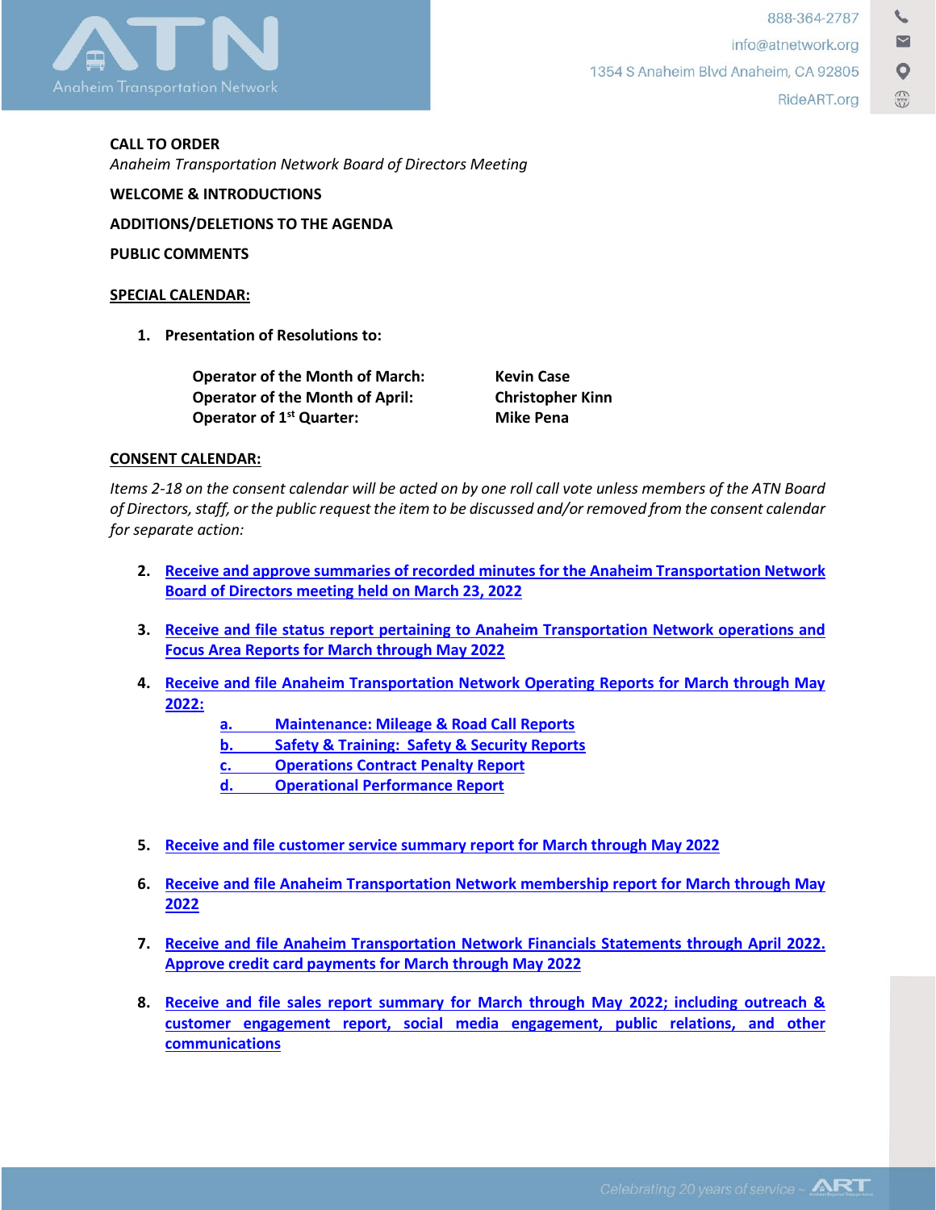**CALL TO ORDER**

*Anaheim Transportation Network Board of Directors Meeting*

**WELCOME & INTRODUCTIONS**

**ADDITIONS/DELETIONS TO THE AGENDA**

**PUBLIC COMMENTS**

**SPECIAL CALENDAR:**

1. **Presentation of Resolutions to:**

| | |
|---|---|
| **Operator of the Month of March:** | **Kevin Case** |
| **Operator of the Month of April:** | **Christopher Kinn** |
| **Operator of 1st Quarter:** | **Mike Pena** |

**CONSENT CALENDAR:**

*Items 2-18 on the consent calendar will be acted on by one roll call vote unless members of the ATN Board of Directors, staff, or the public request the item to be discussed and/or removed from the consent calendar for separate action:*

2. **Receive and approve summaries of recorded minutes for the Anaheim Transportation Network Board of Directors meeting held on March 23, 2022**

3. **Receive and file status report pertaining to Anaheim Transportation Network operations and Focus Area Reports for March through May 2022**

4. **Receive and file Anaheim Transportation Network Operating Reports for March through May 2022:**
   - a. **Maintenance: Mileage & Road Call Reports**
   - b. **Safety & Training: Safety & Security Reports**
   - c. **Operations Contract Penalty Report**
   - d. **Operational Performance Report**

5. **Receive and file customer service summary report for March through May 2022**

6. **Receive and file Anaheim Transportation Network membership report for March through May 2022**

7. **Receive and file Anaheim Transportation Network Financials Statements through April 2022. Approve credit card payments for March through May 2022**

8. **Receive and file sales report summary for March through May 2022; including outreach & customer engagement report, social media engagement, public relations, and other communications**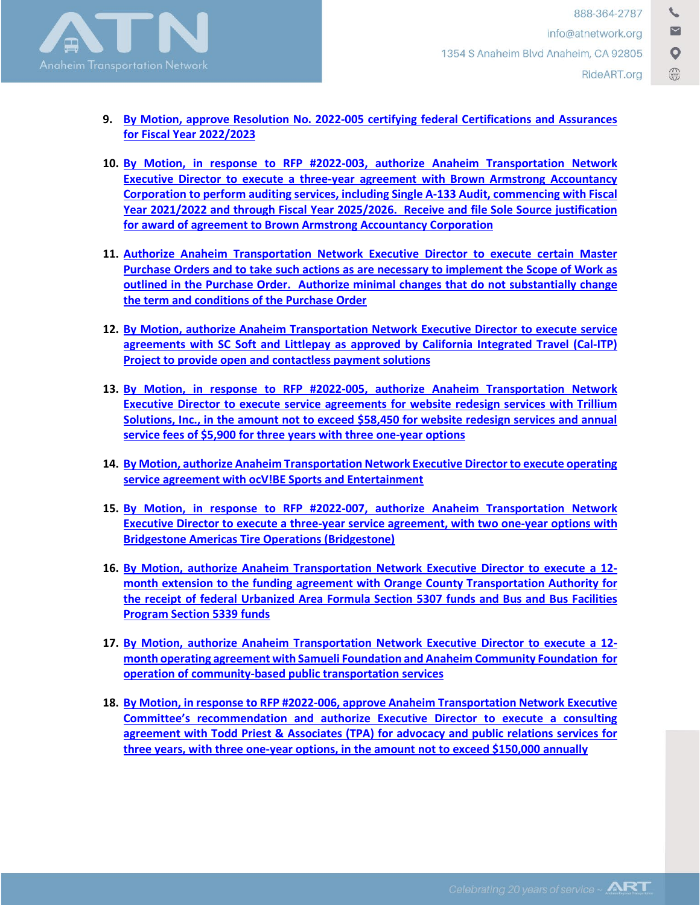9. **By Motion, approve Resolution No. 2022-005 certifying federal Certifications and Assurances for Fiscal Year 2022/2023**

10. **By Motion, in response to RFP #2022-003, authorize Anaheim Transportation Network Executive Director to execute a three-year agreement with Brown Armstrong Accountancy Corporation to perform auditing services, including Single A-133 Audit, commencing with Fiscal Year 2021/2022 and through Fiscal Year 2025/2026. Receive and file Sole Source justification for award of agreement to Brown Armstrong Accountancy Corporation**

11. **Authorize Anaheim Transportation Network Executive Director to execute certain Master Purchase Orders and to take such actions as are necessary to implement the Scope of Work as outlined in the Purchase Order. Authorize minimal changes that do not substantially change the term and conditions of the Purchase Order**

12. **By Motion, authorize Anaheim Transportation Network Executive Director to execute service agreements with SC Soft and Littlepay as approved by California Integrated Travel (Cal-ITP) Project to provide open and contactless payment solutions**

13. **By Motion, in response to RFP #2022-005, authorize Anaheim Transportation Network Executive Director to execute service agreements for website redesign services with Trillium Solutions, Inc., in the amount not to exceed $58,450 for website redesign services and annual service fees of $5,900 for three years with three one-year options**

14. **By Motion, authorize Anaheim Transportation Network Executive Director to execute operating service agreement with ocV!BE Sports and Entertainment**

15. **By Motion, in response to RFP #2022-007, authorize Anaheim Transportation Network Executive Director to execute a three-year service agreement, with two one-year options with Bridgestone Americas Tire Operations (Bridgestone)**

16. **By Motion, authorize Anaheim Transportation Network Executive Director to execute a 12-month extension to the funding agreement with Orange County Transportation Authority for the receipt of federal Urbanized Area Formula Section 5307 funds and Bus and Bus Facilities Program Section 5339 funds**

17. **By Motion, authorize Anaheim Transportation Network Executive Director to execute a 12-month operating agreement with Samueli Foundation and Anaheim Community Foundation for operation of community-based public transportation services**

18. **By Motion, in response to RFP #2022-006, approve Anaheim Transportation Network Executive Committee's recommendation and authorize Executive Director to execute a consulting agreement with Todd Priest & Associates (TPA) for advocacy and public relations services for three years, with three one-year options, in the amount not to exceed $150,000 annually**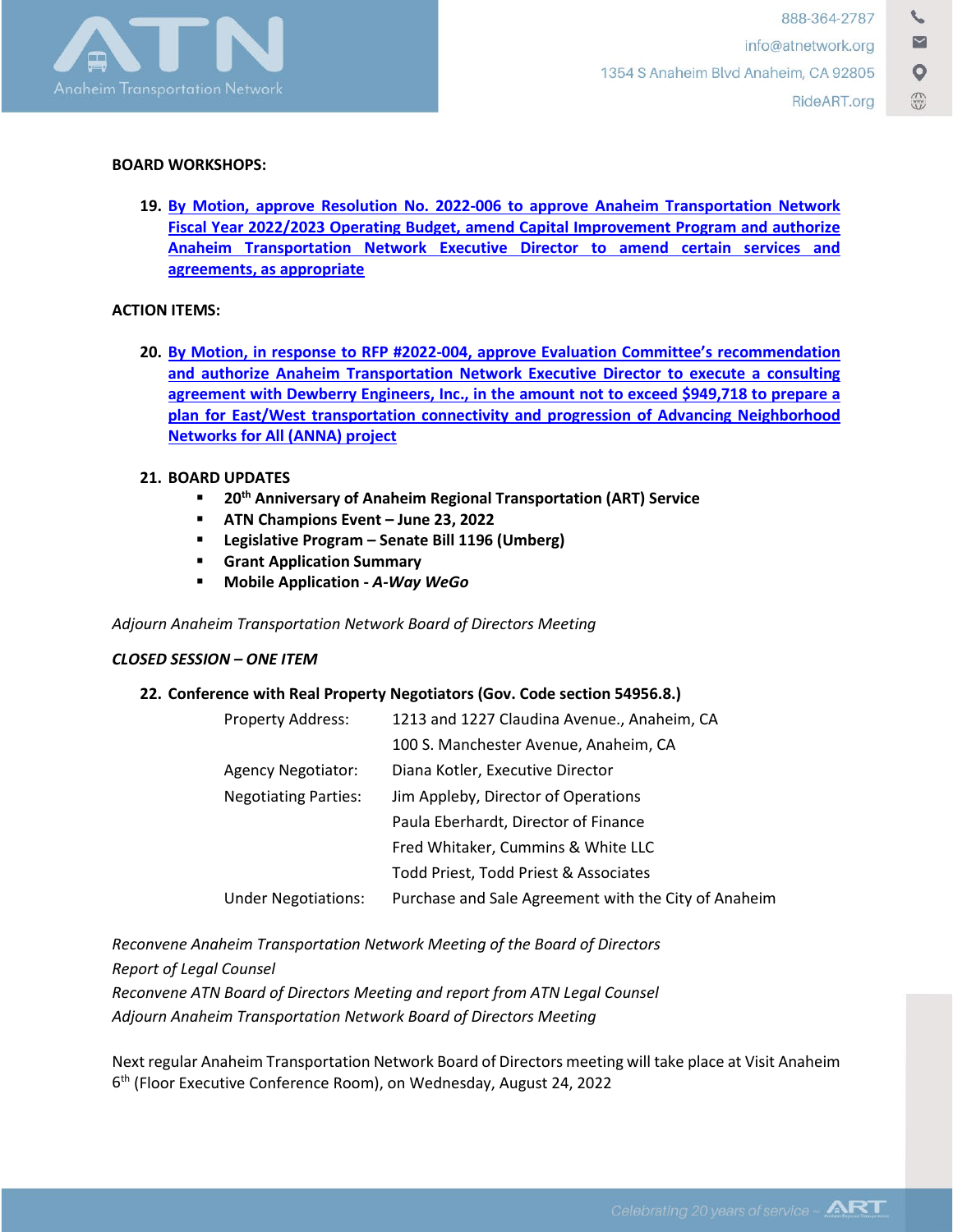**BOARD WORKSHOPS:**

19. **By Motion, approve Resolution No. 2022-006 to approve Anaheim Transportation Network Fiscal Year 2022/2023 Operating Budget, amend Capital Improvement Program and authorize Anaheim Transportation Network Executive Director to amend certain services and agreements, as appropriate**

**ACTION ITEMS:**

20. **By Motion, in response to RFP #2022-004, approve Evaluation Committee's recommendation and authorize Anaheim Transportation Network Executive Director to execute a consulting agreement with Dewberry Engineers, Inc., in the amount not to exceed $949,718 to prepare a plan for East/West transportation connectivity and progression of Advancing Neighborhood Networks for All (ANNA) project**

21. **BOARD UPDATES**
    - **20th Anniversary of Anaheim Regional Transportation (ART) Service**
    - **ATN Champions Event – June 23, 2022**
    - **Legislative Program – Senate Bill 1196 (Umberg)**
    - **Grant Application Summary**
    - **Mobile Application - *A-Way WeGo***

*Adjourn Anaheim Transportation Network Board of Directors Meeting*

***CLOSED SESSION – ONE ITEM***

22. **Conference with Real Property Negotiators (Gov. Code section 54956.8.)**

| | |
|---|---|
| Property Address: | 1213 and 1227 Claudina Avenue., Anaheim, CA |
| | 100 S. Manchester Avenue, Anaheim, CA |
| Agency Negotiator: | Diana Kotler, Executive Director |
| Negotiating Parties: | Jim Appleby, Director of Operations |
| | Paula Eberhardt, Director of Finance |
| | Fred Whitaker, Cummins & White LLC |
| | Todd Priest, Todd Priest & Associates |
| Under Negotiations: | Purchase and Sale Agreement with the City of Anaheim |

*Reconvene Anaheim Transportation Network Meeting of the Board of Directors*
*Report of Legal Counsel*
*Reconvene ATN Board of Directors Meeting and report from ATN Legal Counsel*
*Adjourn Anaheim Transportation Network Board of Directors Meeting*

Next regular Anaheim Transportation Network Board of Directors meeting will take place at Visit Anaheim 6th (Floor Executive Conference Room), on Wednesday, August 24, 2022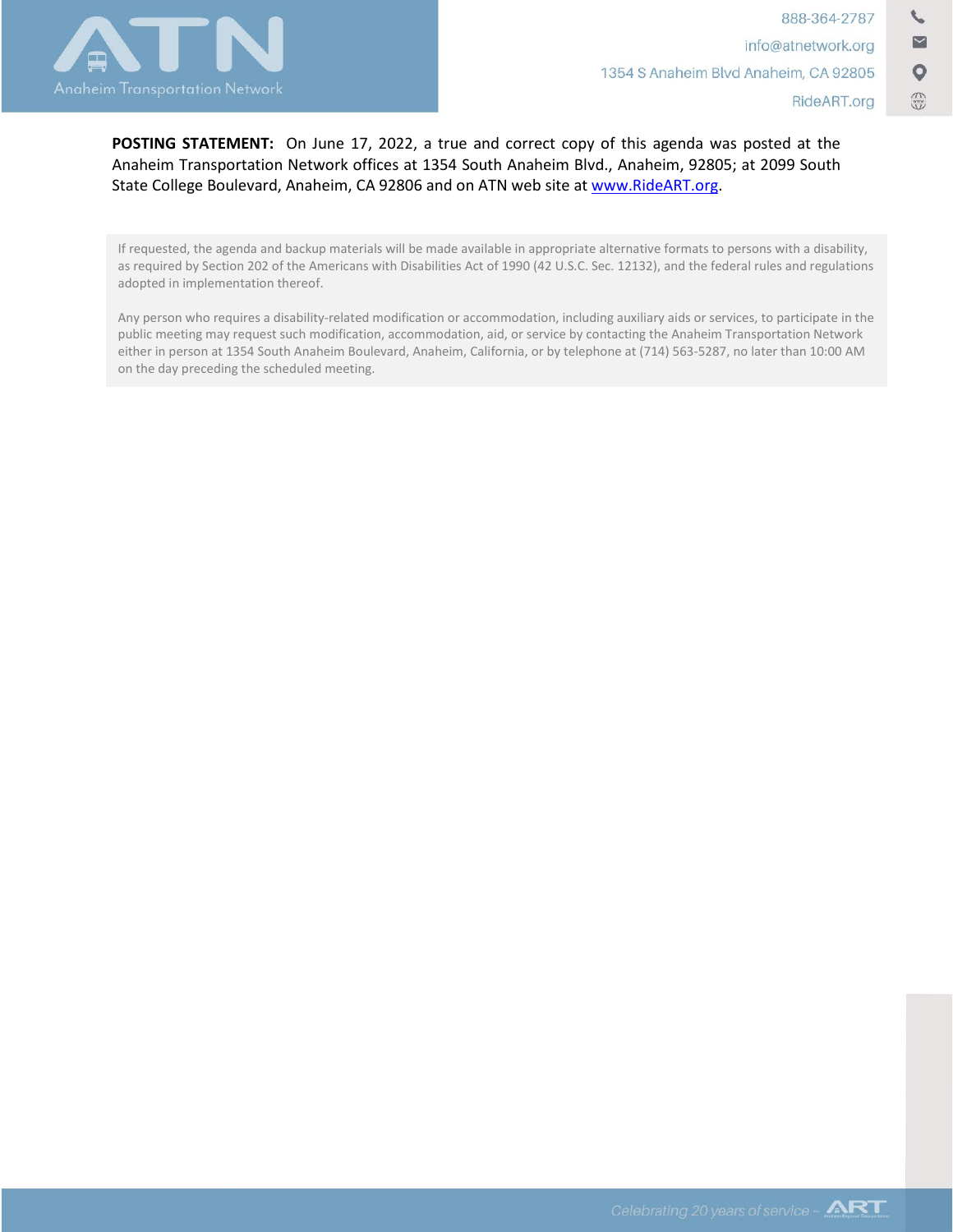**POSTING STATEMENT:** On June 17, 2022, a true and correct copy of this agenda was posted at the Anaheim Transportation Network offices at 1354 South Anaheim Blvd., Anaheim, 92805; at 2099 South State College Boulevard, Anaheim, CA 92806 and on ATN web site at www.RideART.org.

If requested, the agenda and backup materials will be made available in appropriate alternative formats to persons with a disability, as required by Section 202 of the Americans with Disabilities Act of 1990 (42 U.S.C. Sec. 12132), and the federal rules and regulations adopted in implementation thereof.

Any person who requires a disability-related modification or accommodation, including auxiliary aids or services, to participate in the public meeting may request such modification, accommodation, aid, or service by contacting the Anaheim Transportation Network either in person at 1354 South Anaheim Boulevard, Anaheim, California, or by telephone at (714) 563-5287, no later than 10:00 AM on the day preceding the scheduled meeting.